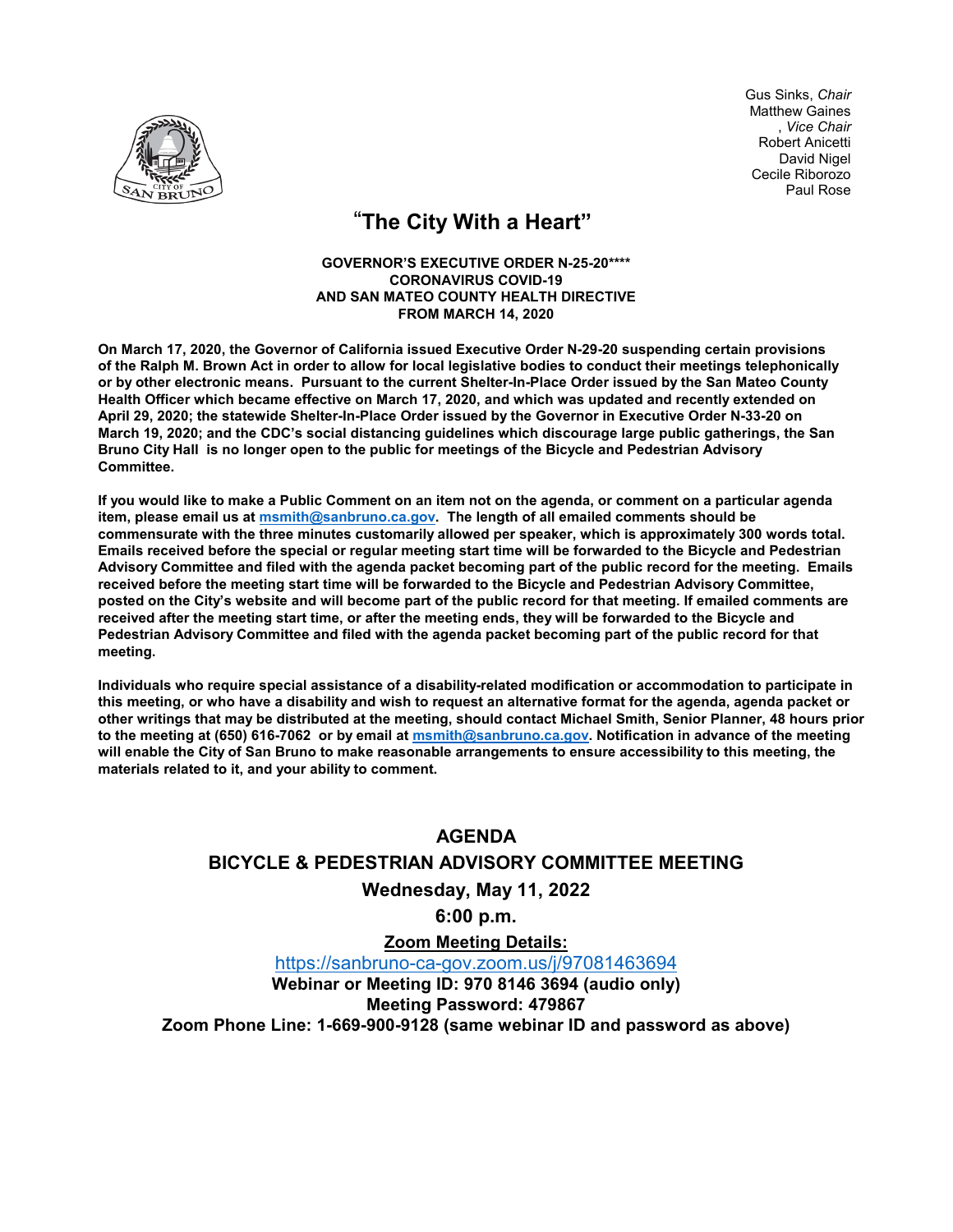Gus Sinks, *Chair*
Matthew Gaines
, *Vice Chair*
Robert Anicetti
David Nigel
Cecile Riborozo
Paul Rose

# "The City With a Heart"

**GOVERNOR'S EXECUTIVE ORDER N-25-20****
**CORONAVIRUS COVID-19**
**AND SAN MATEO COUNTY HEALTH DIRECTIVE**
**FROM MARCH 14, 2020**

**On March 17, 2020, the Governor of California issued Executive Order N-29-20 suspending certain provisions of the Ralph M. Brown Act in order to allow for local legislative bodies to conduct their meetings telephonically or by other electronic means. Pursuant to the current Shelter-In-Place Order issued by the San Mateo County Health Officer which became effective on March 17, 2020, and which was updated and recently extended on April 29, 2020; the statewide Shelter-In-Place Order issued by the Governor in Executive Order N-33-20 on March 19, 2020; and the CDC's social distancing guidelines which discourage large public gatherings, the San Bruno City Hall is no longer open to the public for meetings of the Bicycle and Pedestrian Advisory Committee.**

**If you would like to make a Public Comment on an item not on the agenda, or comment on a particular agenda item, please email us at msmith@sanbruno.ca.gov. The length of all emailed comments should be commensurate with the three minutes customarily allowed per speaker, which is approximately 300 words total. Emails received before the special or regular meeting start time will be forwarded to the Bicycle and Pedestrian Advisory Committee and filed with the agenda packet becoming part of the public record for the meeting. Emails received before the meeting start time will be forwarded to the Bicycle and Pedestrian Advisory Committee, posted on the City's website and will become part of the public record for that meeting. If emailed comments are received after the meeting start time, or after the meeting ends, they will be forwarded to the Bicycle and Pedestrian Advisory Committee and filed with the agenda packet becoming part of the public record for that meeting.**

**Individuals who require special assistance of a disability-related modification or accommodation to participate in this meeting, or who have a disability and wish to request an alternative format for the agenda, agenda packet or other writings that may be distributed at the meeting, should contact Michael Smith, Senior Planner, 48 hours prior to the meeting at (650) 616-7062 or by email at msmith@sanbruno.ca.gov. Notification in advance of the meeting will enable the City of San Bruno to make reasonable arrangements to ensure accessibility to this meeting, the materials related to it, and your ability to comment.**

## AGENDA
## BICYCLE & PEDESTRIAN ADVISORY COMMITTEE MEETING

**Wednesday, May 11, 2022**

**6:00 p.m.**

**Zoom Meeting Details:**

https://sanbruno-ca-gov.zoom.us/j/97081463694

**Webinar or Meeting ID: 970 8146 3694 (audio only)**
**Meeting Password: 479867**
**Zoom Phone Line: 1-669-900-9128 (same webinar ID and password as above)**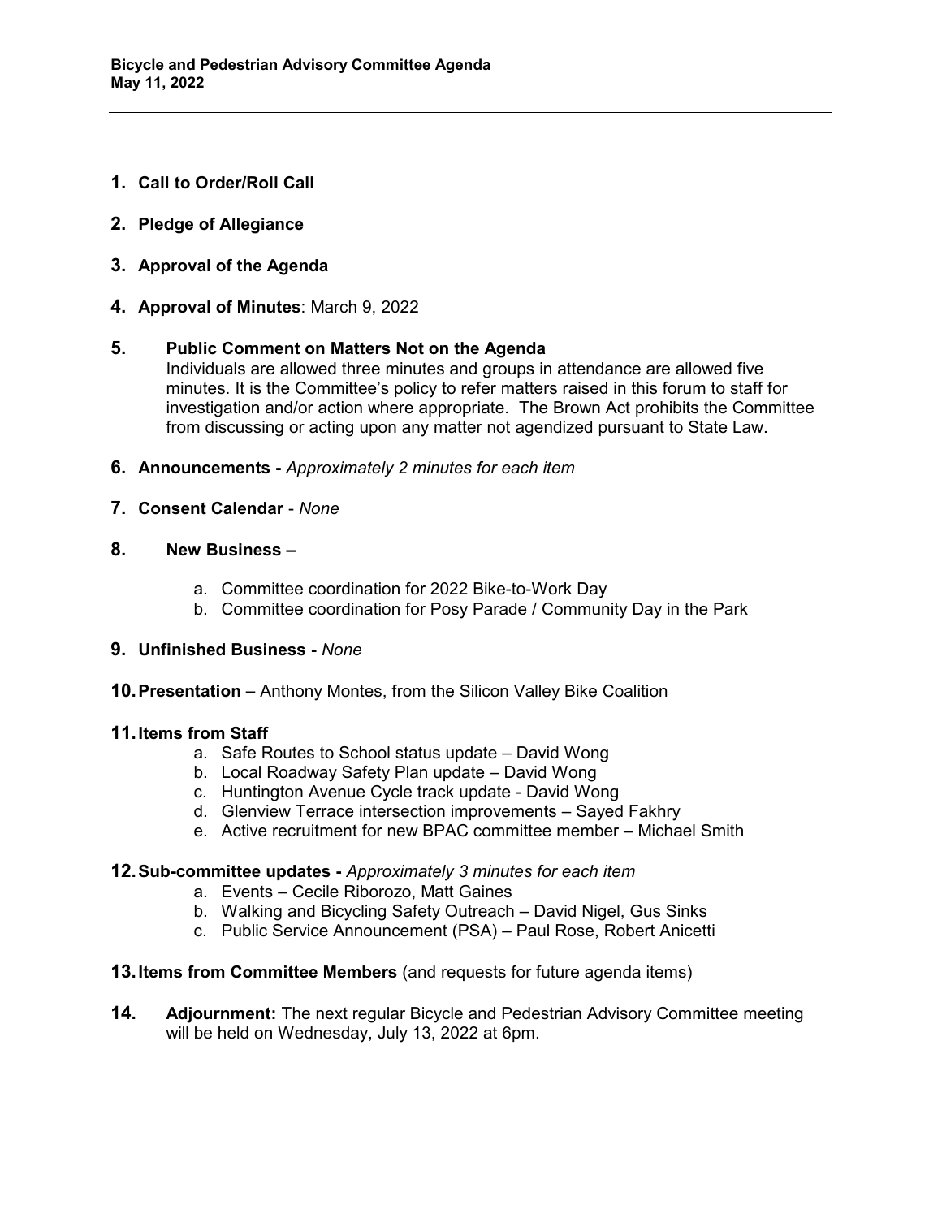1. **Call to Order/Roll Call**

2. **Pledge of Allegiance**

3. **Approval of the Agenda**

4. **Approval of Minutes**: March 9, 2022

5. **Public Comment on Matters Not on the Agenda**
   Individuals are allowed three minutes and groups in attendance are allowed five minutes. It is the Committee's policy to refer matters raised in this forum to staff for investigation and/or action where appropriate. The Brown Act prohibits the Committee from discussing or acting upon any matter not agendized pursuant to State Law.

6. **Announcements -** *Approximately 2 minutes for each item*

7. **Consent Calendar** - *None*

8. **New Business –**
   a. Committee coordination for 2022 Bike-to-Work Day
   b. Committee coordination for Posy Parade / Community Day in the Park

9. **Unfinished Business -** *None*

10. **Presentation –** Anthony Montes, from the Silicon Valley Bike Coalition

11. **Items from Staff**
    a. Safe Routes to School status update – David Wong
    b. Local Roadway Safety Plan update – David Wong
    c. Huntington Avenue Cycle track update - David Wong
    d. Glenview Terrace intersection improvements – Sayed Fakhry
    e. Active recruitment for new BPAC committee member – Michael Smith

12. **Sub-committee updates -** *Approximately 3 minutes for each item*
    a. Events – Cecile Riborozo, Matt Gaines
    b. Walking and Bicycling Safety Outreach – David Nigel, Gus Sinks
    c. Public Service Announcement (PSA) – Paul Rose, Robert Anicetti

13. **Items from Committee Members** (and requests for future agenda items)

14. **Adjournment:** The next regular Bicycle and Pedestrian Advisory Committee meeting will be held on Wednesday, July 13, 2022 at 6pm.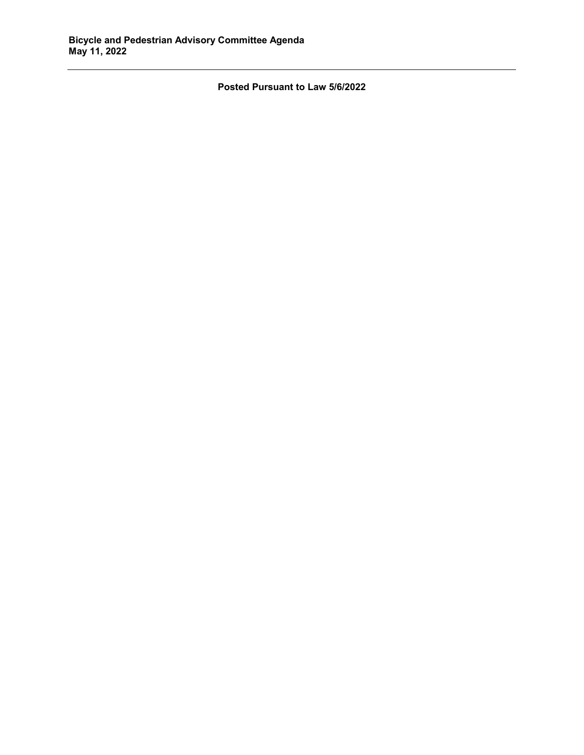**Posted Pursuant to Law 5/6/2022**